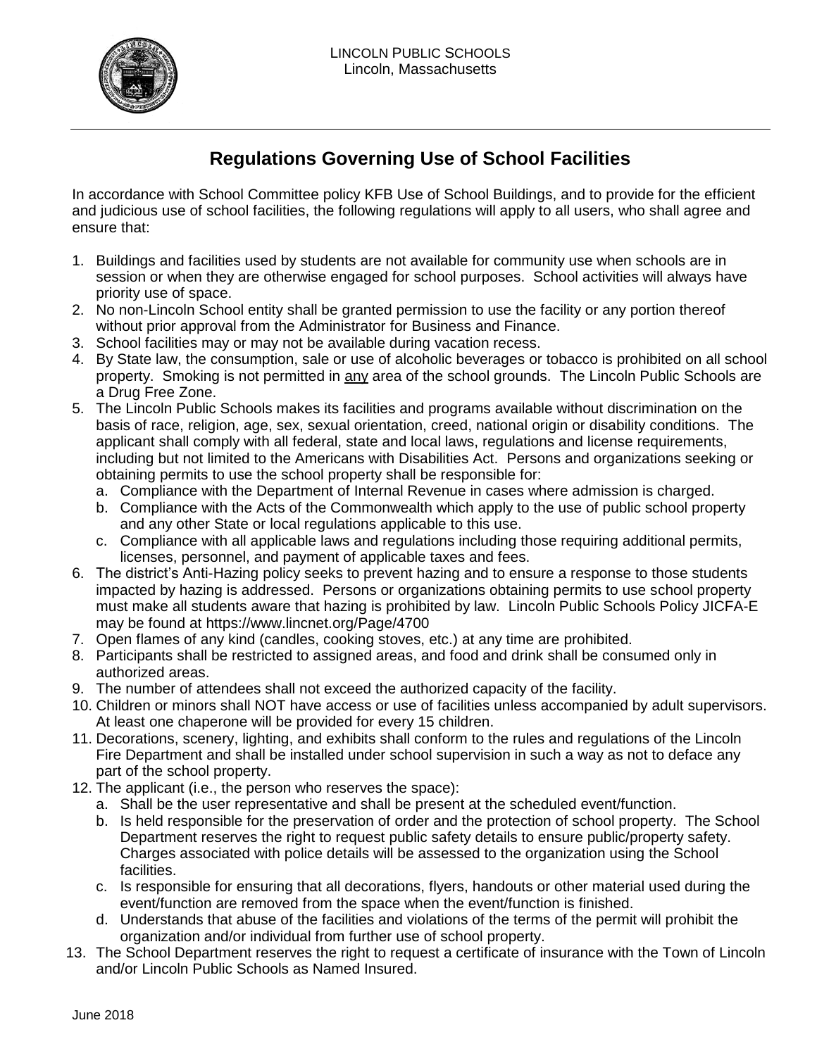LINCOLN PUBLIC SCHOOLS
Lincoln, Massachusetts

# Regulations Governing Use of School Facilities

In accordance with School Committee policy KFB Use of School Buildings, and to provide for the efficient and judicious use of school facilities, the following regulations will apply to all users, who shall agree and ensure that:

1. Buildings and facilities used by students are not available for community use when schools are in session or when they are otherwise engaged for school purposes. School activities will always have priority use of space.
2. No non-Lincoln School entity shall be granted permission to use the facility or any portion thereof without prior approval from the Administrator for Business and Finance.
3. School facilities may or may not be available during vacation recess.
4. By State law, the consumption, sale or use of alcoholic beverages or tobacco is prohibited on all school property. Smoking is not permitted in <u>any</u> area of the school grounds. The Lincoln Public Schools are a Drug Free Zone.
5. The Lincoln Public Schools makes its facilities and programs available without discrimination on the basis of race, religion, age, sex, sexual orientation, creed, national origin or disability conditions. The applicant shall comply with all federal, state and local laws, regulations and license requirements, including but not limited to the Americans with Disabilities Act. Persons and organizations seeking or obtaining permits to use the school property shall be responsible for:
   a. Compliance with the Department of Internal Revenue in cases where admission is charged.
   b. Compliance with the Acts of the Commonwealth which apply to the use of public school property and any other State or local regulations applicable to this use.
   c. Compliance with all applicable laws and regulations including those requiring additional permits, licenses, personnel, and payment of applicable taxes and fees.
6. The district's Anti-Hazing policy seeks to prevent hazing and to ensure a response to those students impacted by hazing is addressed. Persons or organizations obtaining permits to use school property must make all students aware that hazing is prohibited by law. Lincoln Public Schools Policy JICFA-E may be found at https://www.lincnet.org/Page/4700
7. Open flames of any kind (candles, cooking stoves, etc.) at any time are prohibited.
8. Participants shall be restricted to assigned areas, and food and drink shall be consumed only in authorized areas.
9. The number of attendees shall not exceed the authorized capacity of the facility.
10. Children or minors shall NOT have access or use of facilities unless accompanied by adult supervisors. At least one chaperone will be provided for every 15 children.
11. Decorations, scenery, lighting, and exhibits shall conform to the rules and regulations of the Lincoln Fire Department and shall be installed under school supervision in such a way as not to deface any part of the school property.
12. The applicant (i.e., the person who reserves the space):
    a. Shall be the user representative and shall be present at the scheduled event/function.
    b. Is held responsible for the preservation of order and the protection of school property. The School Department reserves the right to request public safety details to ensure public/property safety. Charges associated with police details will be assessed to the organization using the School facilities.
    c. Is responsible for ensuring that all decorations, flyers, handouts or other material used during the event/function are removed from the space when the event/function is finished.
    d. Understands that abuse of the facilities and violations of the terms of the permit will prohibit the organization and/or individual from further use of school property.
13. The School Department reserves the right to request a certificate of insurance with the Town of Lincoln and/or Lincoln Public Schools as Named Insured.

June 2018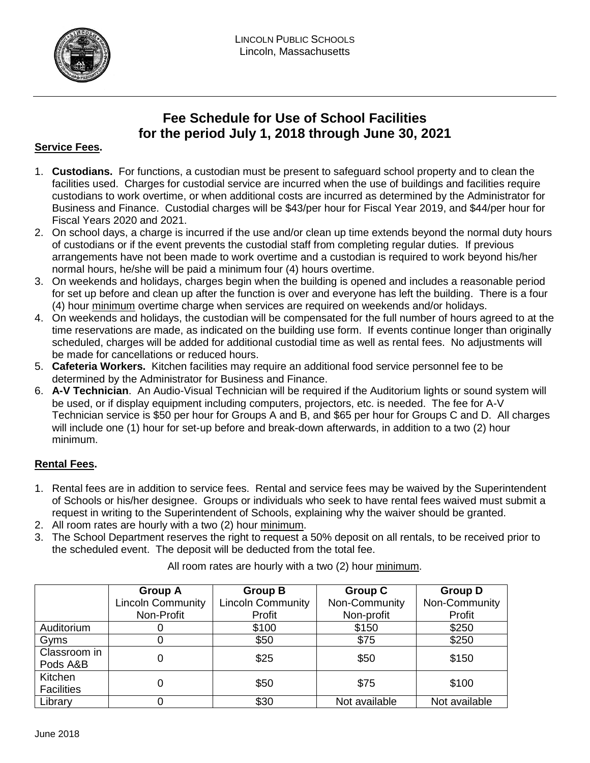LINCOLN PUBLIC SCHOOLS
Lincoln, Massachusetts

# Fee Schedule for Use of School Facilities for the period July 1, 2018 through June 30, 2021

**Service Fees.**

1. **Custodians.** For functions, a custodian must be present to safeguard school property and to clean the facilities used. Charges for custodial service are incurred when the use of buildings and facilities require custodians to work overtime, or when additional costs are incurred as determined by the Administrator for Business and Finance. Custodial charges will be $43/per hour for Fiscal Year 2019, and $44/per hour for Fiscal Years 2020 and 2021.
2. On school days, a charge is incurred if the use and/or clean up time extends beyond the normal duty hours of custodians or if the event prevents the custodial staff from completing regular duties. If previous arrangements have not been made to work overtime and a custodian is required to work beyond his/her normal hours, he/she will be paid a minimum four (4) hours overtime.
3. On weekends and holidays, charges begin when the building is opened and includes a reasonable period for set up before and clean up after the function is over and everyone has left the building. There is a four (4) hour minimum overtime charge when services are required on weekends and/or holidays.
4. On weekends and holidays, the custodian will be compensated for the full number of hours agreed to at the time reservations are made, as indicated on the building use form. If events continue longer than originally scheduled, charges will be added for additional custodial time as well as rental fees. No adjustments will be made for cancellations or reduced hours.
5. **Cafeteria Workers.** Kitchen facilities may require an additional food service personnel fee to be determined by the Administrator for Business and Finance.
6. **A-V Technician**. An Audio-Visual Technician will be required if the Auditorium lights or sound system will be used, or if display equipment including computers, projectors, etc. is needed. The fee for A-V Technician service is $50 per hour for Groups A and B, and $65 per hour for Groups C and D. All charges will include one (1) hour for set-up before and break-down afterwards, in addition to a two (2) hour minimum.

**Rental Fees.**

1. Rental fees are in addition to service fees. Rental and service fees may be waived by the Superintendent of Schools or his/her designee. Groups or individuals who seek to have rental fees waived must submit a request in writing to the Superintendent of Schools, explaining why the waiver should be granted.
2. All room rates are hourly with a two (2) hour minimum.
3. The School Department reserves the right to request a 50% deposit on all rentals, to be received prior to the scheduled event. The deposit will be deducted from the total fee.

All room rates are hourly with a two (2) hour minimum.

| | **Group A** Lincoln Community Non-Profit | **Group B** Lincoln Community Profit | **Group C** Non-Community Non-profit | **Group D** Non-Community Profit |
|---|---|---|---|---|
| Auditorium | 0 | $100 | $150 | $250 |
| Gyms | 0 | $50 | $75 | $250 |
| Classroom in Pods A&B | 0 | $25 | $50 | $150 |
| Kitchen Facilities | 0 | $50 | $75 | $100 |
| Library | 0 | $30 | Not available | Not available |

June 2018